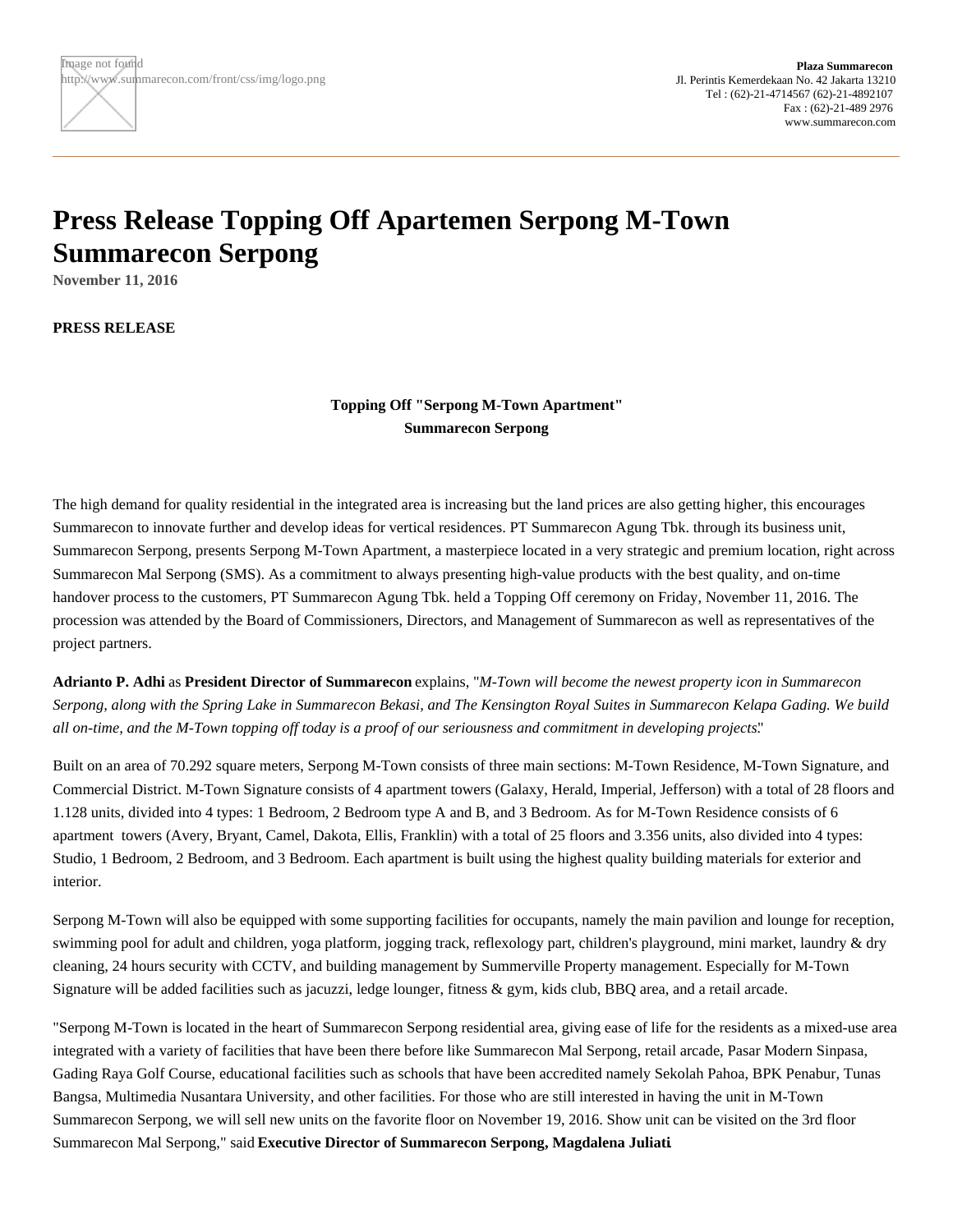Plaza Summarecon
Jl. Perintis Kemerdekaan No. 42 Jakarta 13210
Tel : (62)-21-4714567 (62)-21-4892107
Fax : (62)-21-489 2976
www.summarecon.com

# Press Release Topping Off Apartemen Serpong M-Town Summarecon Serpong

**November 11, 2016**

**PRESS RELEASE**

**Topping Off "Serpong M-Town Apartment"**
**Summarecon Serpong**

The high demand for quality residential in the integrated area is increasing but the land prices are also getting higher, this encourages Summarecon to innovate further and develop ideas for vertical residences. PT Summarecon Agung Tbk. through its business unit, Summarecon Serpong, presents Serpong M-Town Apartment, a masterpiece located in a very strategic and premium location, right across Summarecon Mal Serpong (SMS). As a commitment to always presenting high-value products with the best quality, and on-time handover process to the customers, PT Summarecon Agung Tbk. held a Topping Off ceremony on Friday, November 11, 2016. The procession was attended by the Board of Commissioners, Directors, and Management of Summarecon as well as representatives of the project partners.

**Adrianto P. Adhi** as **President Director of Summarecon** explains, "*M-Town will become the newest property icon in Summarecon Serpong, along with the Spring Lake in Summarecon Bekasi, and The Kensington Royal Suites in Summarecon Kelapa Gading. We build all on-time, and the M-Town topping off today is a proof of our seriousness and commitment in developing projects*."

Built on an area of 70.292 square meters, Serpong M-Town consists of three main sections: M-Town Residence, M-Town Signature, and Commercial District. M-Town Signature consists of 4 apartment towers (Galaxy, Herald, Imperial, Jefferson) with a total of 28 floors and 1.128 units, divided into 4 types: 1 Bedroom, 2 Bedroom type A and B, and 3 Bedroom. As for M-Town Residence consists of 6 apartment towers (Avery, Bryant, Camel, Dakota, Ellis, Franklin) with a total of 25 floors and 3.356 units, also divided into 4 types: Studio, 1 Bedroom, 2 Bedroom, and 3 Bedroom. Each apartment is built using the highest quality building materials for exterior and interior.

Serpong M-Town will also be equipped with some supporting facilities for occupants, namely the main pavilion and lounge for reception, swimming pool for adult and children, yoga platform, jogging track, reflexology part, children's playground, mini market, laundry & dry cleaning, 24 hours security with CCTV, and building management by Summerville Property management. Especially for M-Town Signature will be added facilities such as jacuzzi, ledge lounger, fitness & gym, kids club, BBQ area, and a retail arcade.

"Serpong M-Town is located in the heart of Summarecon Serpong residential area, giving ease of life for the residents as a mixed-use area integrated with a variety of facilities that have been there before like Summarecon Mal Serpong, retail arcade, Pasar Modern Sinpasa, Gading Raya Golf Course, educational facilities such as schools that have been accredited namely Sekolah Pahoa, BPK Penabur, Tunas Bangsa, Multimedia Nusantara University, and other facilities. For those who are still interested in having the unit in M-Town Summarecon Serpong, we will sell new units on the favorite floor on November 19, 2016. Show unit can be visited on the 3rd floor Summarecon Mal Serpong," said **Executive Director of Summarecon Serpong, Magdalena Juliati**.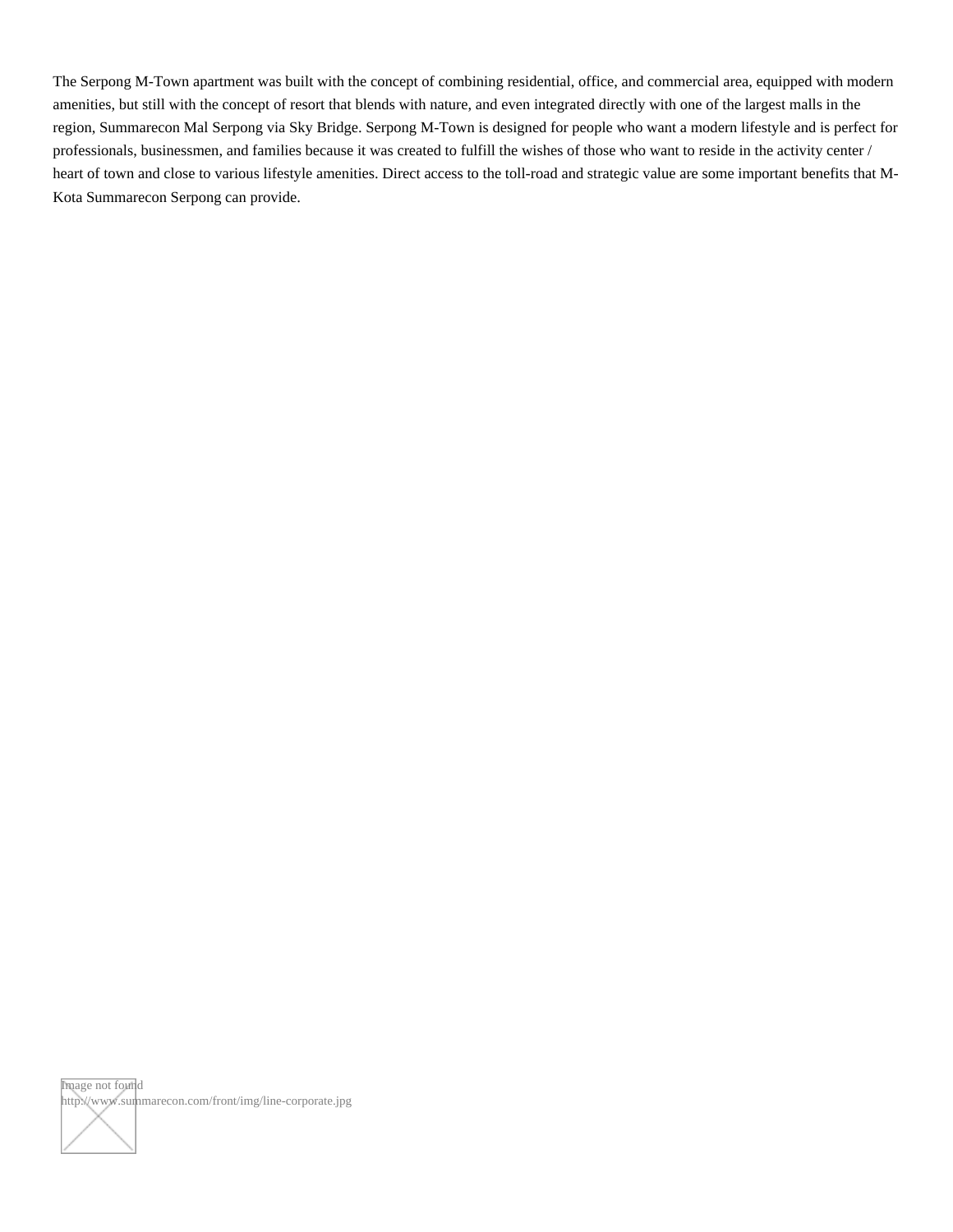The Serpong M-Town apartment was built with the concept of combining residential, office, and commercial area, equipped with modern amenities, but still with the concept of resort that blends with nature, and even integrated directly with one of the largest malls in the region, Summarecon Mal Serpong via Sky Bridge. Serpong M-Town is designed for people who want a modern lifestyle and is perfect for professionals, businessmen, and families because it was created to fulfill the wishes of those who want to reside in the activity center / heart of town and close to various lifestyle amenities. Direct access to the toll-road and strategic value are some important benefits that M-Kota Summarecon Serpong can provide.

Image not found
http://www.summarecon.com/front/img/line-corporate.jpg